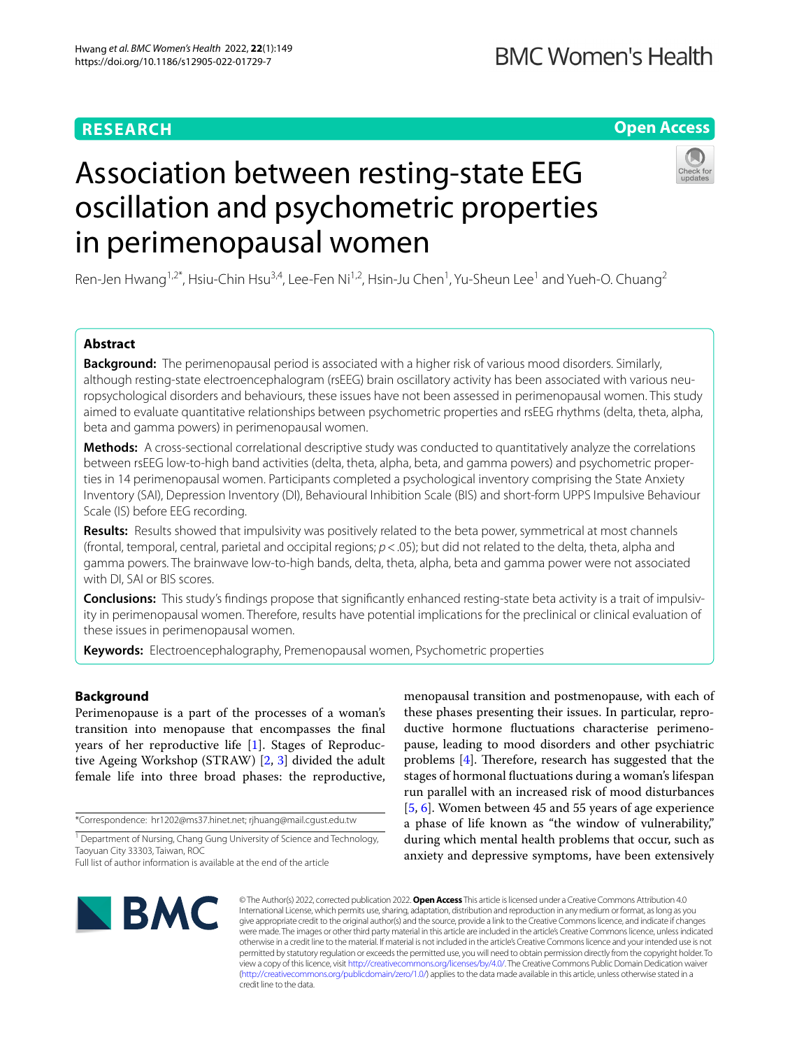RESEARCH

Open Access

# Association between resting-state EEG oscillation and psychometric properties in perimenopausal women

Ren-Jen Hwang[1,2*], Hsiu-Chin Hsu[3,4], Lee-Fen Ni[1,2], Hsin-Ju Chen[1], Yu-Sheun Lee[1] and Yueh-O. Chuang[2]

## Abstract

**Background:** The perimenopausal period is associated with a higher risk of various mood disorders. Similarly, although resting-state electroencephalogram (rsEEG) brain oscillatory activity has been associated with various neuropsychological disorders and behaviours, these issues have not been assessed in perimenopausal women. This study aimed to evaluate quantitative relationships between psychometric properties and rsEEG rhythms (delta, theta, alpha, beta and gamma powers) in perimenopausal women.

**Methods:** A cross-sectional correlational descriptive study was conducted to quantitatively analyze the correlations between rsEEG low-to-high band activities (delta, theta, alpha, beta, and gamma powers) and psychometric properties in 14 perimenopausal women. Participants completed a psychological inventory comprising the State Anxiety Inventory (SAI), Depression Inventory (DI), Behavioural Inhibition Scale (BIS) and short-form UPPS Impulsive Behaviour Scale (IS) before EEG recording.

**Results:** Results showed that impulsivity was positively related to the beta power, symmetrical at most channels (frontal, temporal, central, parietal and occipital regions; $p < .05$); but did not related to the delta, theta, alpha and gamma powers. The brainwave low-to-high bands, delta, theta, alpha, beta and gamma power were not associated with DI, SAI or BIS scores.

**Conclusions:** This study's findings propose that significantly enhanced resting-state beta activity is a trait of impulsivity in perimenopausal women. Therefore, results have potential implications for the preclinical or clinical evaluation of these issues in perimenopausal women.

**Keywords:** Electroencephalography, Premenopausal women, Psychometric properties

## Background

Perimenopause is a part of the processes of a woman's transition into menopause that encompasses the final years of her reproductive life [1]. Stages of Reproductive Ageing Workshop (STRAW) [2, 3] divided the adult female life into three broad phases: the reproductive, menopausal transition and postmenopause, with each of these phases presenting their issues. In particular, reproductive hormone fluctuations characterise perimenopause, leading to mood disorders and other psychiatric problems [4]. Therefore, research has suggested that the stages of hormonal fluctuations during a woman's lifespan run parallel with an increased risk of mood disturbances [5, 6]. Women between 45 and 55 years of age experience a phase of life known as "the window of vulnerability," during which mental health problems that occur, such as anxiety and depressive symptoms, have been extensively

*Correspondence: hr1202@ms37.hinet.net; rjhuang@mail.cgust.edu.tw

[1] Department of Nursing, Chang Gung University of Science and Technology, Taoyuan City 33303, Taiwan, ROC

Full list of author information is available at the end of the article

© The Author(s) 2022, corrected publication 2022. **Open Access** This article is licensed under a Creative Commons Attribution 4.0 International License, which permits use, sharing, adaptation, distribution and reproduction in any medium or format, as long as you give appropriate credit to the original author(s) and the source, provide a link to the Creative Commons licence, and indicate if changes were made. The images or other third party material in this article are included in the article's Creative Commons licence, unless indicated otherwise in a credit line to the material. If material is not included in the article's Creative Commons licence and your intended use is not permitted by statutory regulation or exceeds the permitted use, you will need to obtain permission directly from the copyright holder. To view a copy of this licence, visit http://creativecommons.org/licenses/by/4.0/. The Creative Commons Public Domain Dedication waiver (http://creativecommons.org/publicdomain/zero/1.0/) applies to the data made available in this article, unless otherwise stated in a credit line to the data.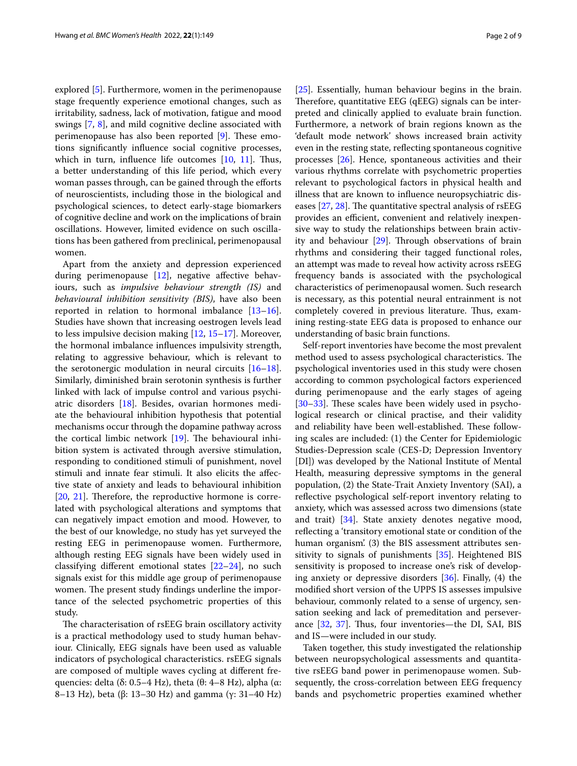explored [5]. Furthermore, women in the perimenopause stage frequently experience emotional changes, such as irritability, sadness, lack of motivation, fatigue and mood swings [7, 8], and mild cognitive decline associated with perimenopause has also been reported [9]. These emotions significantly influence social cognitive processes, which in turn, influence life outcomes [10, 11]. Thus, a better understanding of this life period, which every woman passes through, can be gained through the efforts of neuroscientists, including those in the biological and psychological sciences, to detect early-stage biomarkers of cognitive decline and work on the implications of brain oscillations. However, limited evidence on such oscillations has been gathered from preclinical, perimenopausal women.

Apart from the anxiety and depression experienced during perimenopause [12], negative affective behaviours, such as *impulsive behaviour strength (IS)* and *behavioural inhibition sensitivity (BIS)*, have also been reported in relation to hormonal imbalance [13–16]. Studies have shown that increasing oestrogen levels lead to less impulsive decision making [12, 15–17]. Moreover, the hormonal imbalance influences impulsivity strength, relating to aggressive behaviour, which is relevant to the serotonergic modulation in neural circuits [16–18]. Similarly, diminished brain serotonin synthesis is further linked with lack of impulse control and various psychiatric disorders [18]. Besides, ovarian hormones mediate the behavioural inhibition hypothesis that potential mechanisms occur through the dopamine pathway across the cortical limbic network [19]. The behavioural inhibition system is activated through aversive stimulation, responding to conditioned stimuli of punishment, novel stimuli and innate fear stimuli. It also elicits the affective state of anxiety and leads to behavioural inhibition [20, 21]. Therefore, the reproductive hormone is correlated with psychological alterations and symptoms that can negatively impact emotion and mood. However, to the best of our knowledge, no study has yet surveyed the resting EEG in perimenopause women. Furthermore, although resting EEG signals have been widely used in classifying different emotional states [22–24], no such signals exist for this middle age group of perimenopause women. The present study findings underline the importance of the selected psychometric properties of this study.

The characterisation of rsEEG brain oscillatory activity is a practical methodology used to study human behaviour. Clinically, EEG signals have been used as valuable indicators of psychological characteristics. rsEEG signals are composed of multiple waves cycling at different frequencies: delta (δ: 0.5–4 Hz), theta (θ: 4–8 Hz), alpha (α: 8–13 Hz), beta (β: 13–30 Hz) and gamma (γ: 31–40 Hz) [25]. Essentially, human behaviour begins in the brain. Therefore, quantitative EEG (qEEG) signals can be interpreted and clinically applied to evaluate brain function. Furthermore, a network of brain regions known as the 'default mode network' shows increased brain activity even in the resting state, reflecting spontaneous cognitive processes [26]. Hence, spontaneous activities and their various rhythms correlate with psychometric properties relevant to psychological factors in physical health and illness that are known to influence neuropsychiatric diseases [27, 28]. The quantitative spectral analysis of rsEEG provides an efficient, convenient and relatively inexpensive way to study the relationships between brain activity and behaviour [29]. Through observations of brain rhythms and considering their tagged functional roles, an attempt was made to reveal how activity across rsEEG frequency bands is associated with the psychological characteristics of perimenopausal women. Such research is necessary, as this potential neural entrainment is not completely covered in previous literature. Thus, examining resting-state EEG data is proposed to enhance our understanding of basic brain functions.

Self-report inventories have become the most prevalent method used to assess psychological characteristics. The psychological inventories used in this study were chosen according to common psychological factors experienced during perimenopause and the early stages of ageing [30–33]. These scales have been widely used in psychological research or clinical practise, and their validity and reliability have been well-established. These following scales are included: (1) the Center for Epidemiologic Studies-Depression scale (CES-D; Depression Inventory [DI]) was developed by the National Institute of Mental Health, measuring depressive symptoms in the general population, (2) the State-Trait Anxiety Inventory (SAI), a reflective psychological self-report inventory relating to anxiety, which was assessed across two dimensions (state and trait) [34]. State anxiety denotes negative mood, reflecting a 'transitory emotional state or condition of the human organism'. (3) the BIS assessment attributes sensitivity to signals of punishments [35]. Heightened BIS sensitivity is proposed to increase one's risk of developing anxiety or depressive disorders [36]. Finally, (4) the modified short version of the UPPS IS assesses impulsive behaviour, commonly related to a sense of urgency, sensation seeking and lack of premeditation and perseverance [32, 37]. Thus, four inventories—the DI, SAI, BIS and IS—were included in our study.

Taken together, this study investigated the relationship between neuropsychological assessments and quantitative rsEEG band power in perimenopause women. Subsequently, the cross-correlation between EEG frequency bands and psychometric properties examined whether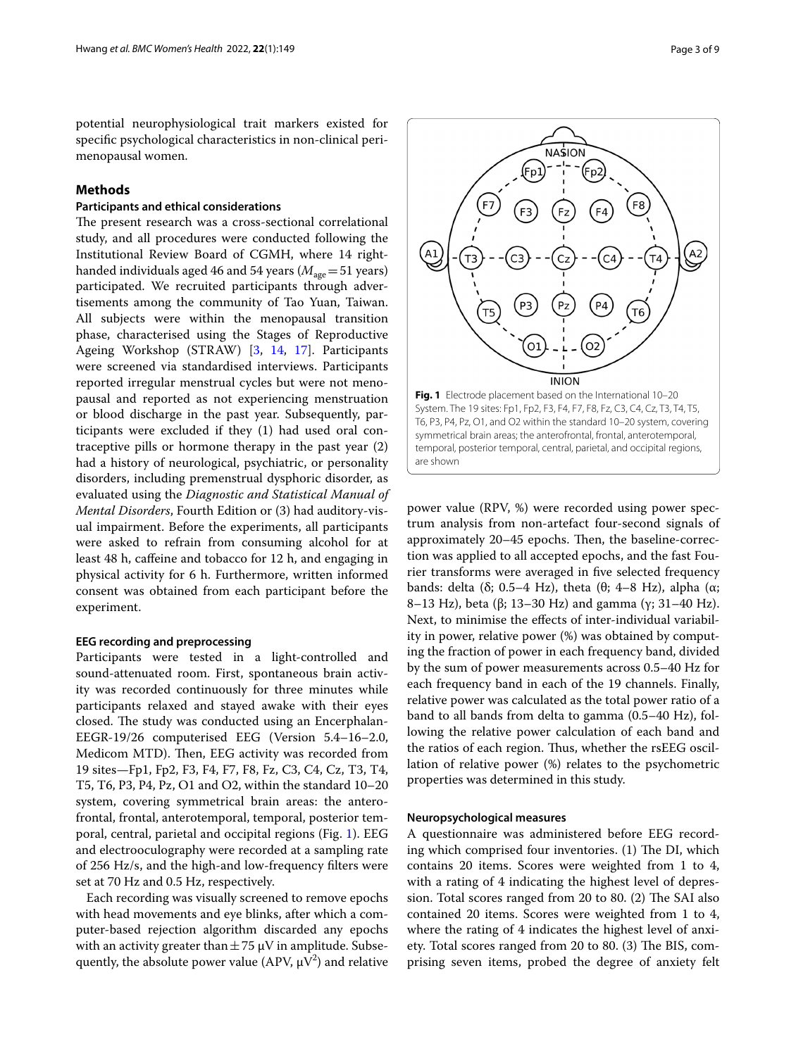potential neurophysiological trait markers existed for specific psychological characteristics in non-clinical perimenopausal women.

## Methods

### Participants and ethical considerations

The present research was a cross-sectional correlational study, and all procedures were conducted following the Institutional Review Board of CGMH, where 14 right-handed individuals aged 46 and 54 years ($M_{age}$ = 51 years) participated. We recruited participants through advertisements among the community of Tao Yuan, Taiwan. All subjects were within the menopausal transition phase, characterised using the Stages of Reproductive Ageing Workshop (STRAW) [3, 14, 17]. Participants were screened via standardised interviews. Participants reported irregular menstrual cycles but were not menopausal and reported as not experiencing menstruation or blood discharge in the past year. Subsequently, participants were excluded if they (1) had used oral contraceptive pills or hormone therapy in the past year (2) had a history of neurological, psychiatric, or personality disorders, including premenstrual dysphoric disorder, as evaluated using the *Diagnostic and Statistical Manual of Mental Disorders*, Fourth Edition or (3) had auditory-visual impairment. Before the experiments, all participants were asked to refrain from consuming alcohol for at least 48 h, caffeine and tobacco for 12 h, and engaging in physical activity for 6 h. Furthermore, written informed consent was obtained from each participant before the experiment.

### EEG recording and preprocessing

Participants were tested in a light-controlled and sound-attenuated room. First, spontaneous brain activity was recorded continuously for three minutes while participants relaxed and stayed awake with their eyes closed. The study was conducted using an Encerphalan-EEGR-19/26 computerised EEG (Version 5.4–16–2.0, Medicom MTD). Then, EEG activity was recorded from 19 sites—Fp1, Fp2, F3, F4, F7, F8, Fz, C3, C4, Cz, T3, T4, T5, T6, P3, P4, Pz, O1 and O2, within the standard 10–20 system, covering symmetrical brain areas: the anterofrontal, frontal, anterotemporal, temporal, posterior temporal, central, parietal and occipital regions (Fig. 1). EEG and electrooculography were recorded at a sampling rate of 256 Hz/s, and the high-and low-frequency filters were set at 70 Hz and 0.5 Hz, respectively.

Each recording was visually screened to remove epochs with head movements and eye blinks, after which a computer-based rejection algorithm discarded any epochs with an activity greater than ±75 μV in amplitude. Subsequently, the absolute power value (APV, $\mu V^2$) and relative power value (RPV, %) were recorded using power spectrum analysis from non-artefact four-second signals of approximately 20–45 epochs. Then, the baseline-correction was applied to all accepted epochs, and the fast Fourier transforms were averaged in five selected frequency bands: delta (δ; 0.5–4 Hz), theta (θ; 4–8 Hz), alpha (α; 8–13 Hz), beta (β; 13–30 Hz) and gamma (γ; 31–40 Hz). Next, to minimise the effects of inter-individual variability in power, relative power (%) was obtained by computing the fraction of power in each frequency band, divided by the sum of power measurements across 0.5–40 Hz for each frequency band in each of the 19 channels. Finally, relative power was calculated as the total power ratio of a band to all bands from delta to gamma (0.5–40 Hz), following the relative power calculation of each band and the ratios of each region. Thus, whether the rsEEG oscillation of relative power (%) relates to the psychometric properties was determined in this study.

**Fig. 1** Electrode placement based on the International 10–20 System. The 19 sites: Fp1, Fp2, F3, F4, F7, F8, Fz, C3, C4, Cz, T3, T4, T5, T6, P3, P4, Pz, O1, and O2 within the standard 10–20 system, covering symmetrical brain areas; the anterofrontal, frontal, anterotemporal, temporal, posterior temporal, central, parietal, and occipital regions, are shown

### Neuropsychological measures

A questionnaire was administered before EEG recording which comprised four inventories. (1) The DI, which contains 20 items. Scores were weighted from 1 to 4, with a rating of 4 indicating the highest level of depression. Total scores ranged from 20 to 80. (2) The SAI also contained 20 items. Scores were weighted from 1 to 4, where the rating of 4 indicates the highest level of anxiety. Total scores ranged from 20 to 80. (3) The BIS, comprising seven items, probed the degree of anxiety felt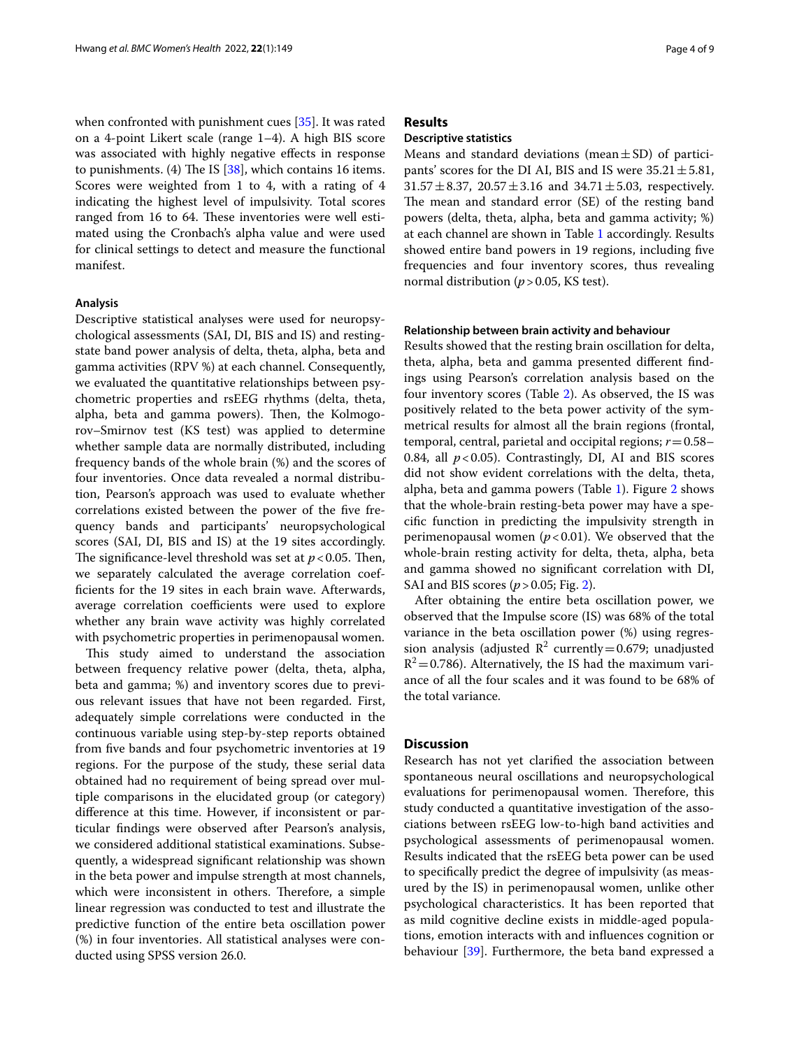when confronted with punishment cues [35]. It was rated on a 4-point Likert scale (range 1–4). A high BIS score was associated with highly negative effects in response to punishments. (4) The IS [38], which contains 16 items. Scores were weighted from 1 to 4, with a rating of 4 indicating the highest level of impulsivity. Total scores ranged from 16 to 64. These inventories were well estimated using the Cronbach's alpha value and were used for clinical settings to detect and measure the functional manifest.

### Analysis

Descriptive statistical analyses were used for neuropsychological assessments (SAI, DI, BIS and IS) and resting-state band power analysis of delta, theta, alpha, beta and gamma activities (RPV %) at each channel. Consequently, we evaluated the quantitative relationships between psychometric properties and rsEEG rhythms (delta, theta, alpha, beta and gamma powers). Then, the Kolmogorov–Smirnov test (KS test) was applied to determine whether sample data are normally distributed, including frequency bands of the whole brain (%) and the scores of four inventories. Once data revealed a normal distribution, Pearson's approach was used to evaluate whether correlations existed between the power of the five frequency bands and participants' neuropsychological scores (SAI, DI, BIS and IS) at the 19 sites accordingly. The significance-level threshold was set at $p<0.05$. Then, we separately calculated the average correlation coefficients for the 19 sites in each brain wave. Afterwards, average correlation coefficients were used to explore whether any brain wave activity was highly correlated with psychometric properties in perimenopausal women.

This study aimed to understand the association between frequency relative power (delta, theta, alpha, beta and gamma; %) and inventory scores due to previous relevant issues that have not been regarded. First, adequately simple correlations were conducted in the continuous variable using step-by-step reports obtained from five bands and four psychometric inventories at 19 regions. For the purpose of the study, these serial data obtained had no requirement of being spread over multiple comparisons in the elucidated group (or category) difference at this time. However, if inconsistent or particular findings were observed after Pearson's analysis, we considered additional statistical examinations. Subsequently, a widespread significant relationship was shown in the beta power and impulse strength at most channels, which were inconsistent in others. Therefore, a simple linear regression was conducted to test and illustrate the predictive function of the entire beta oscillation power (%) in four inventories. All statistical analyses were conducted using SPSS version 26.0.

## Results

### Descriptive statistics

Means and standard deviations (mean ± SD) of participants' scores for the DI AI, BIS and IS were $35.21 \pm 5.81$, $31.57 \pm 8.37$, $20.57 \pm 3.16$ and $34.71 \pm 5.03$, respectively. The mean and standard error (SE) of the resting band powers (delta, theta, alpha, beta and gamma activity; %) at each channel are shown in Table 1 accordingly. Results showed entire band powers in 19 regions, including five frequencies and four inventory scores, thus revealing normal distribution ($p>0.05$, KS test).

### Relationship between brain activity and behaviour

Results showed that the resting brain oscillation for delta, theta, alpha, beta and gamma presented different findings using Pearson's correlation analysis based on the four inventory scores (Table 2). As observed, the IS was positively related to the beta power activity of the symmetrical results for almost all the brain regions (frontal, temporal, central, parietal and occipital regions; $r=0.58$–$0.84$, all $p<0.05$). Contrastingly, DI, AI and BIS scores did not show evident correlations with the delta, theta, alpha, beta and gamma powers (Table 1). Figure 2 shows that the whole-brain resting-beta power may have a specific function in predicting the impulsivity strength in perimenopausal women ($p<0.01$). We observed that the whole-brain resting activity for delta, theta, alpha, beta and gamma showed no significant correlation with DI, SAI and BIS scores ($p>0.05$; Fig. 2).

After obtaining the entire beta oscillation power, we observed that the Impulse score (IS) was 68% of the total variance in the beta oscillation power (%) using regression analysis (adjusted $R^2$ currently $=0.679$; unadjusted $R^2=0.786$). Alternatively, the IS had the maximum variance of all the four scales and it was found to be 68% of the total variance.

## Discussion

Research has not yet clarified the association between spontaneous neural oscillations and neuropsychological evaluations for perimenopausal women. Therefore, this study conducted a quantitative investigation of the associations between rsEEG low-to-high band activities and psychological assessments of perimenopausal women. Results indicated that the rsEEG beta power can be used to specifically predict the degree of impulsivity (as measured by the IS) in perimenopausal women, unlike other psychological characteristics. It has been reported that as mild cognitive decline exists in middle-aged populations, emotion interacts with and influences cognition or behaviour [39]. Furthermore, the beta band expressed a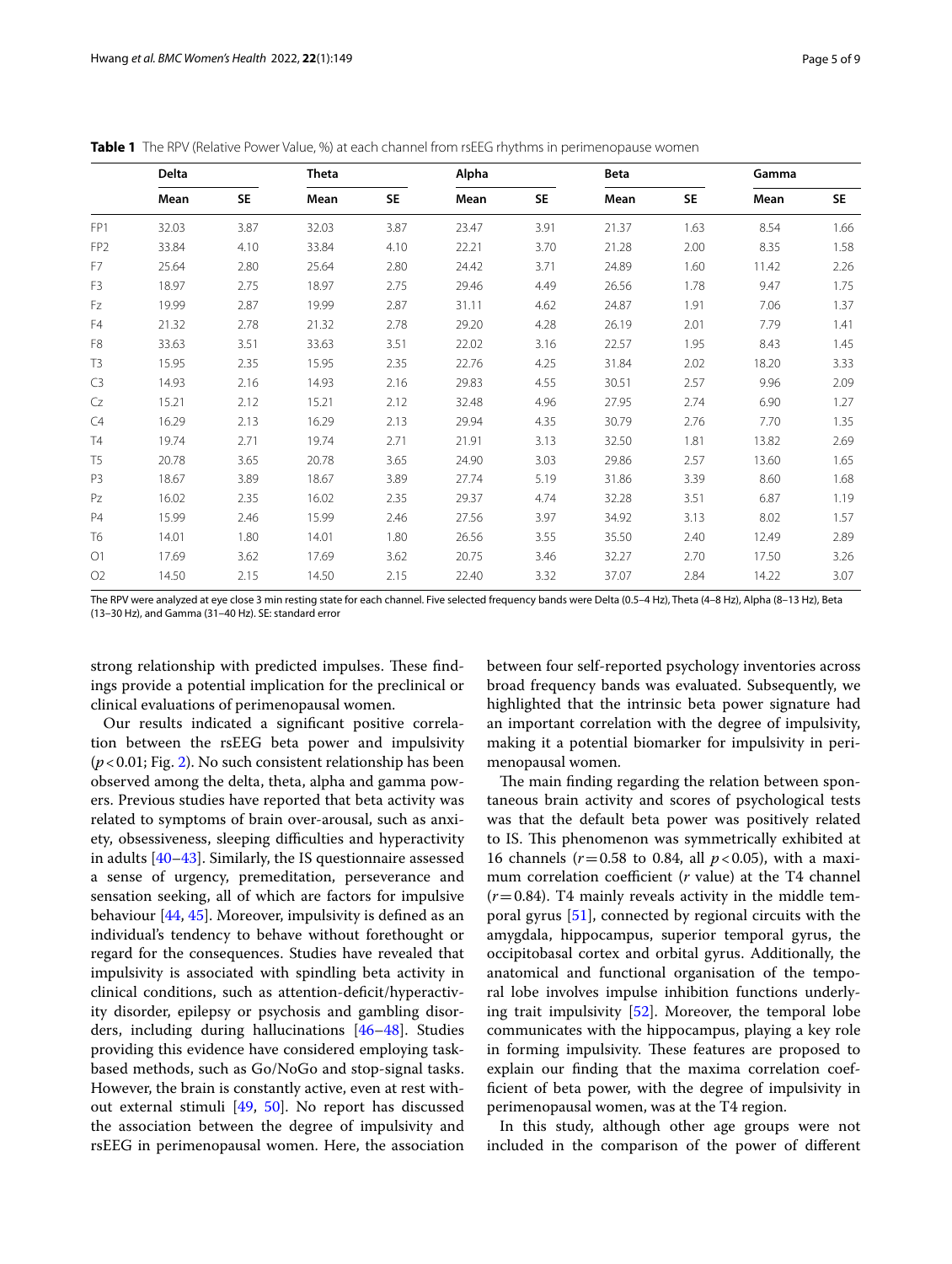**Table 1** The RPV (Relative Power Value, %) at each channel from rsEEG rhythms in perimenopause women

| | Delta | | Theta | | Alpha | | Beta | | Gamma | |
|---|---|---|---|---|---|---|---|---|---|---|
| | Mean | SE | Mean | SE | Mean | SE | Mean | SE | Mean | SE |
| FP1 | 32.03 | 3.87 | 32.03 | 3.87 | 23.47 | 3.91 | 21.37 | 1.63 | 8.54 | 1.66 |
| FP2 | 33.84 | 4.10 | 33.84 | 4.10 | 22.21 | 3.70 | 21.28 | 2.00 | 8.35 | 1.58 |
| F7 | 25.64 | 2.80 | 25.64 | 2.80 | 24.42 | 3.71 | 24.89 | 1.60 | 11.42 | 2.26 |
| F3 | 18.97 | 2.75 | 18.97 | 2.75 | 29.46 | 4.49 | 26.56 | 1.78 | 9.47 | 1.75 |
| Fz | 19.99 | 2.87 | 19.99 | 2.87 | 31.11 | 4.62 | 24.87 | 1.91 | 7.06 | 1.37 |
| F4 | 21.32 | 2.78 | 21.32 | 2.78 | 29.20 | 4.28 | 26.19 | 2.01 | 7.79 | 1.41 |
| F8 | 33.63 | 3.51 | 33.63 | 3.51 | 22.02 | 3.16 | 22.57 | 1.95 | 8.43 | 1.45 |
| T3 | 15.95 | 2.35 | 15.95 | 2.35 | 22.76 | 4.25 | 31.84 | 2.02 | 18.20 | 3.33 |
| C3 | 14.93 | 2.16 | 14.93 | 2.16 | 29.83 | 4.55 | 30.51 | 2.57 | 9.96 | 2.09 |
| Cz | 15.21 | 2.12 | 15.21 | 2.12 | 32.48 | 4.96 | 27.95 | 2.74 | 6.90 | 1.27 |
| C4 | 16.29 | 2.13 | 16.29 | 2.13 | 29.94 | 4.35 | 30.79 | 2.76 | 7.70 | 1.35 |
| T4 | 19.74 | 2.71 | 19.74 | 2.71 | 21.91 | 3.13 | 32.50 | 1.81 | 13.82 | 2.69 |
| T5 | 20.78 | 3.65 | 20.78 | 3.65 | 24.90 | 3.03 | 29.86 | 2.57 | 13.60 | 1.65 |
| P3 | 18.67 | 3.89 | 18.67 | 3.89 | 27.74 | 5.19 | 31.86 | 3.39 | 8.60 | 1.68 |
| Pz | 16.02 | 2.35 | 16.02 | 2.35 | 29.37 | 4.74 | 32.28 | 3.51 | 6.87 | 1.19 |
| P4 | 15.99 | 2.46 | 15.99 | 2.46 | 27.56 | 3.97 | 34.92 | 3.13 | 8.02 | 1.57 |
| T6 | 14.01 | 1.80 | 14.01 | 1.80 | 26.56 | 3.55 | 35.50 | 2.40 | 12.49 | 2.89 |
| O1 | 17.69 | 3.62 | 17.69 | 3.62 | 20.75 | 3.46 | 32.27 | 2.70 | 17.50 | 3.26 |
| O2 | 14.50 | 2.15 | 14.50 | 2.15 | 22.40 | 3.32 | 37.07 | 2.84 | 14.22 | 3.07 |

The RPV were analyzed at eye close 3 min resting state for each channel. Five selected frequency bands were Delta (0.5–4 Hz), Theta (4–8 Hz), Alpha (8–13 Hz), Beta (13–30 Hz), and Gamma (31–40 Hz). SE: standard error

strong relationship with predicted impulses. These findings provide a potential implication for the preclinical or clinical evaluations of perimenopausal women.

Our results indicated a significant positive correlation between the rsEEG beta power and impulsivity ($p < 0.01$; Fig. 2). No such consistent relationship has been observed among the delta, theta, alpha and gamma powers. Previous studies have reported that beta activity was related to symptoms of brain over-arousal, such as anxiety, obsessiveness, sleeping difficulties and hyperactivity in adults [40–43]. Similarly, the IS questionnaire assessed a sense of urgency, premeditation, perseverance and sensation seeking, all of which are factors for impulsive behaviour [44, 45]. Moreover, impulsivity is defined as an individual's tendency to behave without forethought or regard for the consequences. Studies have revealed that impulsivity is associated with spindling beta activity in clinical conditions, such as attention-deficit/hyperactivity disorder, epilepsy or psychosis and gambling disorders, including during hallucinations [46–48]. Studies providing this evidence have considered employing task-based methods, such as Go/NoGo and stop-signal tasks. However, the brain is constantly active, even at rest without external stimuli [49, 50]. No report has discussed the association between the degree of impulsivity and rsEEG in perimenopausal women. Here, the association between four self-reported psychology inventories across broad frequency bands was evaluated. Subsequently, we highlighted that the intrinsic beta power signature had an important correlation with the degree of impulsivity, making it a potential biomarker for impulsivity in perimenopausal women.

The main finding regarding the relation between spontaneous brain activity and scores of psychological tests was that the default beta power was positively related to IS. This phenomenon was symmetrically exhibited at 16 channels ($r = 0.58$ to 0.84, all $p < 0.05$), with a maximum correlation coefficient ($r$ value) at the T4 channel ($r = 0.84$). T4 mainly reveals activity in the middle temporal gyrus [51], connected by regional circuits with the amygdala, hippocampus, superior temporal gyrus, the occipitobasal cortex and orbital gyrus. Additionally, the anatomical and functional organisation of the temporal lobe involves impulse inhibition functions underlying trait impulsivity [52]. Moreover, the temporal lobe communicates with the hippocampus, playing a key role in forming impulsivity. These features are proposed to explain our finding that the maxima correlation coefficient of beta power, with the degree of impulsivity in perimenopausal women, was at the T4 region.

In this study, although other age groups were not included in the comparison of the power of different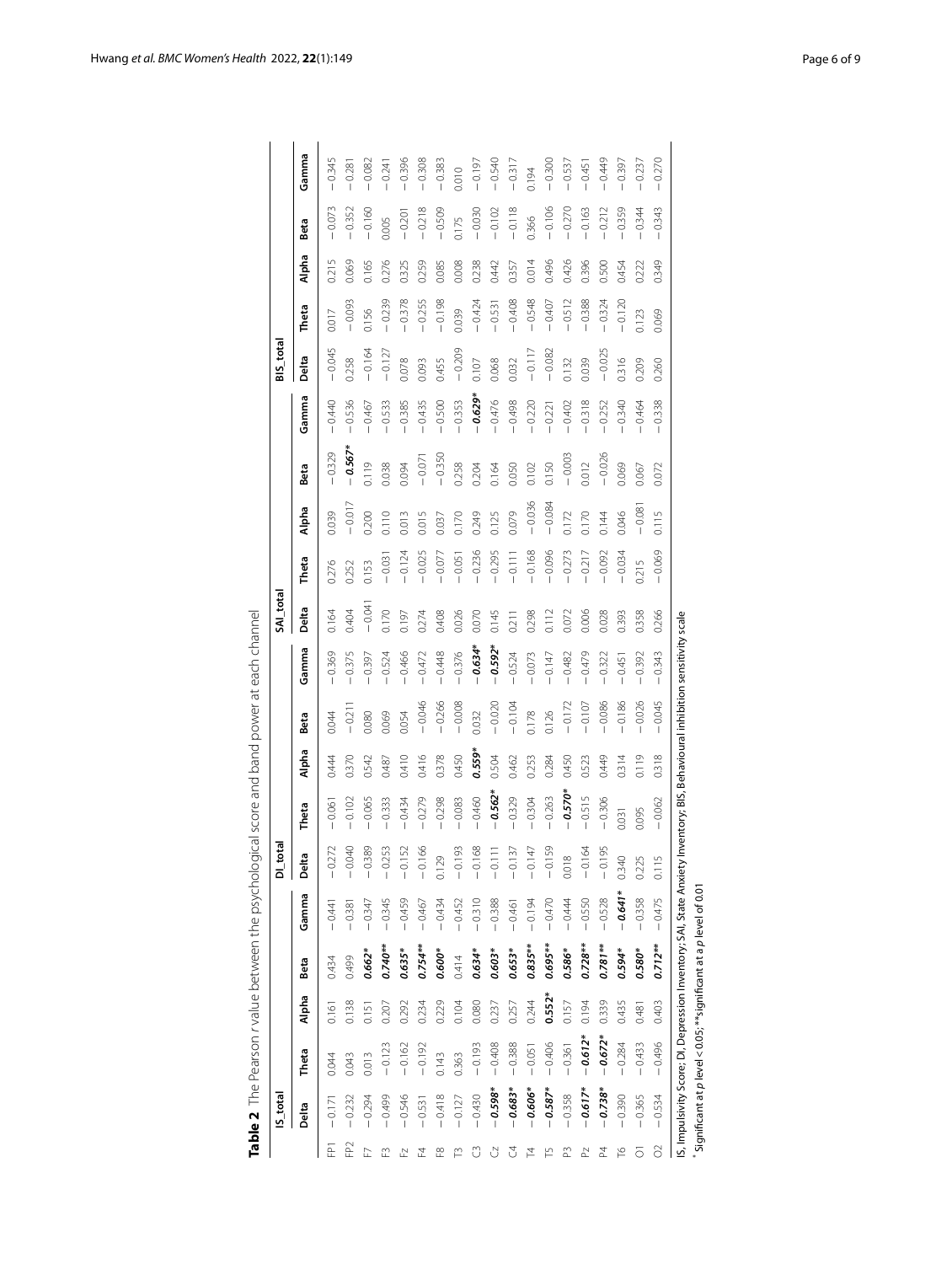**Table 2** The Pearson r value between the psychological score and band power at each channel

| | IS_total | | | | | DI_total | | | | | SAI_total | | | | | BIS_total | | | | |
|---|---|---|---|---|---|---|---|---|---|---|---|---|---|---|---|---|---|---|---|---|
| | Delta | Theta | Alpha | Beta | Gamma | Delta | Theta | Alpha | Beta | Gamma | Delta | Theta | Alpha | Beta | Gamma | Delta | Theta | Alpha | Beta | Gamma |
| FP1 | −0.171 | 0.044 | 0.161 | 0.434 | −0.441 | −0.272 | −0.061 | 0.444 | 0.044 | −0.369 | 0.164 | 0.276 | 0.039 | −0.329 | −0.440 | −0.045 | 0.017 | 0.215 | −0.073 | −0.345 |
| FP2 | −0.232 | 0.043 | 0.138 | 0.499 | −0.381 | −0.040 | −0.102 | 0.370 | −0.211 | −0.375 | 0.404 | 0.252 | −0.017 | ***−0.567**** | −0.536 | 0.258 | −0.093 | 0.069 | −0.352 | −0.281 |
| F7 | −0.294 | 0.013 | 0.151 | ***0.662**** | −0.347 | −0.389 | −0.065 | 0.542 | 0.080 | −0.397 | −0.041 | 0.153 | 0.200 | 0.119 | −0.467 | −0.164 | 0.156 | 0.165 | −0.160 | −0.082 |
| F3 | −0.499 | −0.123 | 0.207 | ***0.740***** | −0.345 | −0.253 | −0.333 | 0.487 | 0.069 | −0.524 | 0.170 | −0.031 | 0.110 | 0.038 | −0.533 | −0.127 | −0.239 | 0.276 | 0.005 | −0.241 |
| Fz | −0.546 | −0.162 | 0.292 | ***0.635**** | −0.459 | −0.152 | −0.434 | 0.410 | 0.054 | −0.466 | 0.197 | −0.124 | 0.013 | 0.094 | −0.385 | 0.078 | −0.378 | 0.325 | −0.201 | −0.396 |
| F4 | −0.531 | −0.192 | 0.234 | ***0.754***** | −0.467 | −0.166 | −0.279 | 0.416 | −0.046 | −0.472 | 0.274 | −0.025 | 0.015 | −0.071 | −0.435 | 0.093 | −0.255 | 0.259 | −0.218 | −0.308 |
| F8 | −0.418 | 0.143 | 0.229 | ***0.600**** | −0.434 | 0.129 | −0.298 | 0.378 | −0.266 | −0.448 | 0.408 | −0.077 | 0.037 | −0.350 | −0.500 | 0.455 | −0.198 | 0.085 | −0.509 | −0.383 |
| T3 | −0.127 | 0.363 | 0.104 | 0.414 | −0.452 | −0.193 | −0.083 | 0.450 | −0.008 | −0.376 | 0.026 | −0.051 | 0.170 | 0.258 | −0.353 | −0.209 | 0.039 | 0.008 | 0.175 | 0.010 |
| C3 | −0.430 | −0.193 | 0.080 | ***0.634**** | −0.310 | −0.168 | −0.460 | ***0.559**** | 0.032 | ***−0.634**** | 0.070 | −0.236 | 0.249 | 0.204 | ***−0.629**** | 0.107 | −0.424 | 0.238 | −0.030 | −0.197 |
| Cz | ***−0.598**** | −0.408 | 0.237 | ***0.603**** | −0.388 | −0.111 | ***−0.562**** | 0.504 | −0.020 | ***−0.592**** | 0.145 | −0.295 | 0.125 | 0.164 | −0.476 | 0.068 | −0.531 | 0.442 | −0.102 | −0.540 |
| C4 | ***−0.683**** | −0.388 | 0.257 | ***0.653**** | −0.461 | −0.137 | −0.329 | 0.462 | −0.104 | −0.524 | 0.211 | −0.111 | 0.079 | 0.050 | −0.498 | 0.032 | −0.408 | 0.357 | −0.118 | −0.317 |
| T4 | ***−0.606**** | −0.051 | 0.244 | ***0.835***** | −0.194 | −0.147 | −0.304 | 0.253 | 0.178 | −0.073 | 0.298 | −0.168 | −0.036 | 0.102 | −0.220 | −0.117 | −0.548 | 0.014 | 0.366 | 0.194 |
| T5 | ***−0.587**** | −0.406 | ***0.552**** | ***0.695***** | −0.470 | −0.159 | −0.263 | 0.284 | 0.126 | −0.147 | 0.112 | −0.096 | −0.084 | 0.150 | −0.221 | −0.082 | −0.407 | 0.496 | −0.106 | −0.300 |
| P3 | −0.358 | −0.361 | 0.157 | ***0.586**** | −0.444 | 0.018 | ***−0.570**** | 0.450 | −0.172 | −0.482 | 0.072 | −0.273 | 0.172 | −0.003 | −0.402 | 0.132 | −0.512 | 0.426 | −0.270 | −0.537 |
| Pz | ***−0.617**** | ***−0.612**** | 0.194 | ***0.728***** | −0.550 | −0.164 | −0.515 | 0.523 | −0.107 | −0.479 | 0.006 | −0.217 | 0.170 | 0.012 | −0.318 | 0.039 | −0.388 | 0.396 | −0.163 | −0.451 |
| P4 | ***−0.738**** | ***−0.672**** | 0.339 | ***0.781***** | −0.528 | −0.195 | −0.306 | 0.449 | −0.086 | −0.322 | 0.028 | −0.092 | 0.144 | −0.026 | −0.252 | −0.025 | −0.324 | 0.500 | −0.212 | −0.449 |
| T6 | −0.390 | −0.284 | 0.435 | ***0.594**** | ***−0.641**** | 0.340 | 0.031 | 0.314 | −0.186 | −0.451 | 0.393 | −0.034 | 0.046 | 0.069 | −0.340 | 0.316 | −0.120 | 0.454 | −0.359 | −0.397 |
| O1 | −0.365 | −0.433 | 0.481 | ***0.580**** | −0.358 | 0.225 | 0.095 | 0.119 | −0.026 | −0.392 | 0.358 | 0.215 | −0.081 | 0.067 | −0.464 | 0.209 | 0.123 | 0.222 | −0.344 | −0.237 |
| O2 | −0.534 | −0.496 | 0.403 | ***0.712***** | −0.475 | 0.115 | −0.062 | 0.318 | −0.045 | −0.343 | 0.266 | −0.069 | 0.115 | 0.072 | −0.338 | 0.260 | 0.069 | 0.349 | −0.343 | −0.270 |

IS, Impulsivity Score; DI, Depression Inventory; SAI, State Anxiety Inventory; BIS, Behavioural inhibition sensitivity scale

*Significant at $p$ level < 0.05; **significant at a $p$ level of 0.01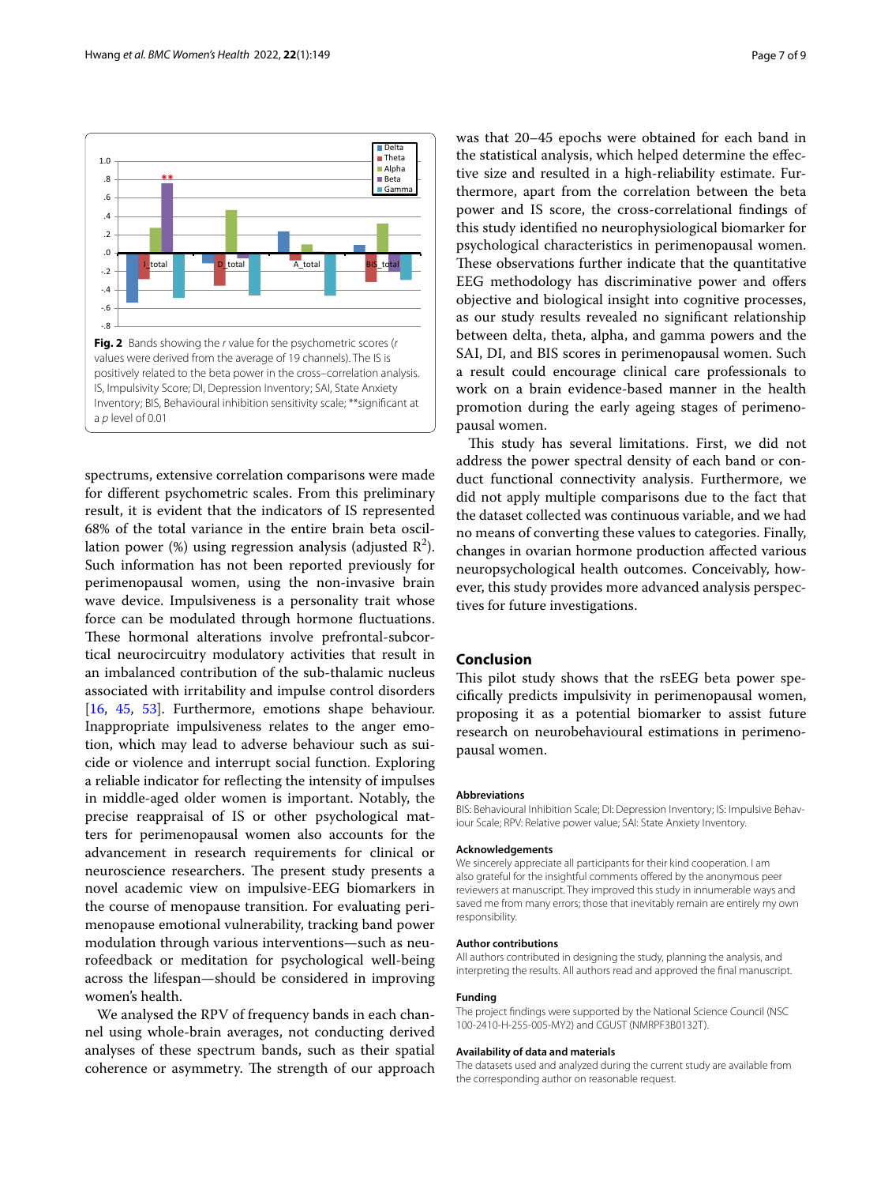**Fig. 2** Bands showing the *r* value for the psychometric scores (*r* values were derived from the average of 19 channels). The IS is positively related to the beta power in the cross–correlation analysis. IS, Impulsivity Score; DI, Depression Inventory; SAI, State Anxiety Inventory; BIS, Behavioural inhibition sensitivity scale; **significant at a *p* level of 0.01

spectrums, extensive correlation comparisons were made for different psychometric scales. From this preliminary result, it is evident that the indicators of IS represented 68% of the total variance in the entire brain beta oscillation power (%) using regression analysis (adjusted $R^2$). Such information has not been reported previously for perimenopausal women, using the non-invasive brain wave device. Impulsiveness is a personality trait whose force can be modulated through hormone fluctuations. These hormonal alterations involve prefrontal-subcortical neurocircuitry modulatory activities that result in an imbalanced contribution of the sub-thalamic nucleus associated with irritability and impulse control disorders [16, 45, 53]. Furthermore, emotions shape behaviour. Inappropriate impulsiveness relates to the anger emotion, which may lead to adverse behaviour such as suicide or violence and interrupt social function. Exploring a reliable indicator for reflecting the intensity of impulses in middle-aged older women is important. Notably, the precise reappraisal of IS or other psychological matters for perimenopausal women also accounts for the advancement in research requirements for clinical or neuroscience researchers. The present study presents a novel academic view on impulsive-EEG biomarkers in the course of menopause transition. For evaluating perimenopause emotional vulnerability, tracking band power modulation through various interventions—such as neurofeedback or meditation for psychological well-being across the lifespan—should be considered in improving women's health.

We analysed the RPV of frequency bands in each channel using whole-brain averages, not conducting derived analyses of these spectrum bands, such as their spatial coherence or asymmetry. The strength of our approach was that 20–45 epochs were obtained for each band in the statistical analysis, which helped determine the effective size and resulted in a high-reliability estimate. Furthermore, apart from the correlation between the beta power and IS score, the cross-correlational findings of this study identified no neurophysiological biomarker for psychological characteristics in perimenopausal women. These observations further indicate that the quantitative EEG methodology has discriminative power and offers objective and biological insight into cognitive processes, as our study results revealed no significant relationship between delta, theta, alpha, and gamma powers and the SAI, DI, and BIS scores in perimenopausal women. Such a result could encourage clinical care professionals to work on a brain evidence-based manner in the health promotion during the early ageing stages of perimenopausal women.

This study has several limitations. First, we did not address the power spectral density of each band or conduct functional connectivity analysis. Furthermore, we did not apply multiple comparisons due to the fact that the dataset collected was continuous variable, and we had no means of converting these values to categories. Finally, changes in ovarian hormone production affected various neuropsychological health outcomes. Conceivably, however, this study provides more advanced analysis perspectives for future investigations.

## Conclusion

This pilot study shows that the rsEEG beta power specifically predicts impulsivity in perimenopausal women, proposing it as a potential biomarker to assist future research on neurobehavioural estimations in perimenopausal women.

### Abbreviations

BIS: Behavioural Inhibition Scale; DI: Depression Inventory; IS: Impulsive Behaviour Scale; RPV: Relative power value; SAI: State Anxiety Inventory.

### Acknowledgements

We sincerely appreciate all participants for their kind cooperation. I am also grateful for the insightful comments offered by the anonymous peer reviewers at manuscript. They improved this study in innumerable ways and saved me from many errors; those that inevitably remain are entirely my own responsibility.

### Author contributions

All authors contributed in designing the study, planning the analysis, and interpreting the results. All authors read and approved the final manuscript.

### Funding

The project findings were supported by the National Science Council (NSC 100-2410-H-255-005-MY2) and CGUST (NMRPF3B0132T).

### Availability of data and materials

The datasets used and analyzed during the current study are available from the corresponding author on reasonable request.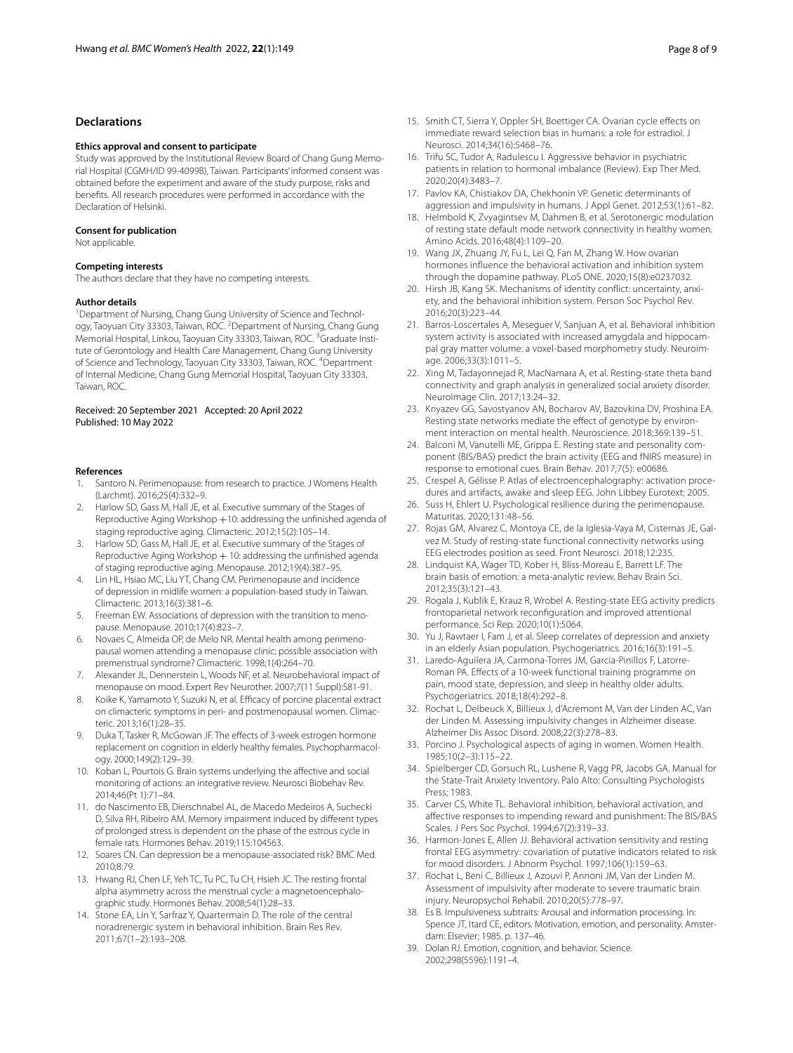## Declarations

### Ethics approval and consent to participate

Study was approved by the Institutional Review Board of Chang Gung Memorial Hospital (CGMH/ID 99-4099B), Taiwan. Participants' informed consent was obtained before the experiment and aware of the study purpose, risks and benefits. All research procedures were performed in accordance with the Declaration of Helsinki.

### Consent for publication

Not applicable.

### Competing interests

The authors declare that they have no competing interests.

### Author details

[1]Department of Nursing, Chang Gung University of Science and Technology, Taoyuan City 33303, Taiwan, ROC. [2]Department of Nursing, Chang Gung Memorial Hospital, Linkou, Taoyuan City 33303, Taiwan, ROC. [3]Graduate Institute of Gerontology and Health Care Management, Chang Gung University of Science and Technology, Taoyuan City 33303, Taiwan, ROC. [4]Department of Internal Medicine, Chang Gung Memorial Hospital, Taoyuan City 33303, Taiwan, ROC.

Received: 20 September 2021 Accepted: 20 April 2022
Published: 10 May 2022

## References

1. Santoro N. Perimenopause: from research to practice. J Womens Health (Larchmt). 2016;25(4):332–9.
2. Harlow SD, Gass M, Hall JE, et al. Executive summary of the Stages of Reproductive Aging Workshop +10: addressing the unfinished agenda of staging reproductive aging. Climacteric. 2012;15(2):105–14.
3. Harlow SD, Gass M, Hall JE, et al. Executive summary of the Stages of Reproductive Aging Workshop + 10: addressing the unfinished agenda of staging reproductive aging. Menopause. 2012;19(4):387–95.
4. Lin HL, Hsiao MC, Liu YT, Chang CM. Perimenopause and incidence of depression in midlife women: a population-based study in Taiwan. Climacteric. 2013;16(3):381–6.
5. Freeman EW. Associations of depression with the transition to menopause. Menopause. 2010;17(4):823–7.
6. Novaes C, Almeida OP, de Melo NR. Mental health among perimenopausal women attending a menopause clinic: possible association with premenstrual syndrome? Climacteric. 1998;1(4):264–70.
7. Alexander JL, Dennerstein L, Woods NF, et al. Neurobehavioral impact of menopause on mood. Expert Rev Neurother. 2007;7(11 Suppl):S81-91.
8. Koike K, Yamamoto Y, Suzuki N, et al. Efficacy of porcine placental extract on climacteric symptoms in peri- and postmenopausal women. Climacteric. 2013;16(1):28–35.
9. Duka T, Tasker R, McGowan JF. The effects of 3-week estrogen hormone replacement on cognition in elderly healthy females. Psychopharmacology. 2000;149(2):129–39.
10. Koban L, Pourtois G. Brain systems underlying the affective and social monitoring of actions: an integrative review. Neurosci Biobehav Rev. 2014;46(Pt 1):71–84.
11. do Nascimento EB, Dierschnabel AL, de Macedo Medeiros A, Suchecki D, Silva RH, Ribeiro AM. Memory impairment induced by different types of prolonged stress is dependent on the phase of the estrous cycle in female rats. Hormones Behav. 2019;115:104563.
12. Soares CN. Can depression be a menopause-associated risk? BMC Med. 2010;8:79.
13. Hwang RJ, Chen LF, Yeh TC, Tu PC, Tu CH, Hsieh JC. The resting frontal alpha asymmetry across the menstrual cycle: a magnetoencephalographic study. Hormones Behav. 2008;54(1):28–33.
14. Stone EA, Lin Y, Sarfraz Y, Quartermain D. The role of the central noradrenergic system in behavioral inhibition. Brain Res Rev. 2011;67(1–2):193–208.
15. Smith CT, Sierra Y, Oppler SH, Boettiger CA. Ovarian cycle effects on immediate reward selection bias in humans: a role for estradiol. J Neurosci. 2014;34(16):5468–76.
16. Trifu SC, Tudor A, Radulescu I. Aggressive behavior in psychiatric patients in relation to hormonal imbalance (Review). Exp Ther Med. 2020;20(4):3483–7.
17. Pavlov KA, Chistiakov DA, Chekhonin VP. Genetic determinants of aggression and impulsivity in humans. J Appl Genet. 2012;53(1):61–82.
18. Helmbold K, Zvyagintsev M, Dahmen B, et al. Serotonergic modulation of resting state default mode network connectivity in healthy women. Amino Acids. 2016;48(4):1109–20.
19. Wang JX, Zhuang JY, Fu L, Lei Q, Fan M, Zhang W. How ovarian hormones influence the behavioral activation and inhibition system through the dopamine pathway. PLoS ONE. 2020;15(8):e0237032.
20. Hirsh JB, Kang SK. Mechanisms of identity conflict: uncertainty, anxiety, and the behavioral inhibition system. Person Soc Psychol Rev. 2016;20(3):223–44.
21. Barros-Loscertales A, Meseguer V, Sanjuan A, et al. Behavioral inhibition system activity is associated with increased amygdala and hippocampal gray matter volume: a voxel-based morphometry study. Neuroimage. 2006;33(3):1011–5.
22. Xing M, Tadayonnejad R, MacNamara A, et al. Resting-state theta band connectivity and graph analysis in generalized social anxiety disorder. NeuroImage Clin. 2017;13:24–32.
23. Knyazev GG, Savostyanov AN, Bocharov AV, Bazovkina DV, Proshina EA. Resting state networks mediate the effect of genotype by environment interaction on mental health. Neuroscience. 2018;369:139–51.
24. Balconi M, Vanutelli ME, Grippa E. Resting state and personality component (BIS/BAS) predict the brain activity (EEG and fNIRS measure) in response to emotional cues. Brain Behav. 2017;7(5): e00686.
25. Crespel A, Gélisse P. Atlas of electroencephalography: activation procedures and artifacts, awake and sleep EEG. John Libbey Eurotext; 2005.
26. Suss H, Ehlert U. Psychological resilience during the perimenopause. Maturitas. 2020;131:48–56.
27. Rojas GM, Alvarez C, Montoya CE, de la Iglesia-Vaya M, Cisternas JE, Galvez M. Study of resting-state functional connectivity networks using EEG electrodes position as seed. Front Neurosci. 2018;12:235.
28. Lindquist KA, Wager TD, Kober H, Bliss-Moreau E, Barrett LF. The brain basis of emotion: a meta-analytic review. Behav Brain Sci. 2012;35(3):121–43.
29. Rogala J, Kublik E, Krauz R, Wrobel A. Resting-state EEG activity predicts frontoparietal network reconfiguration and improved attentional performance. Sci Rep. 2020;10(1):5064.
30. Yu J, Rawtaer I, Fam J, et al. Sleep correlates of depression and anxiety in an elderly Asian population. Psychogeriatrics. 2016;16(3):191–5.
31. Laredo-Aguilera JA, Carmona-Torres JM, Garcia-Pinillos F, Latorre-Roman PA. Effects of a 10-week functional training programme on pain, mood state, depression, and sleep in healthy older adults. Psychogeriatrics. 2018;18(4):292–8.
32. Rochat L, Delbeuck X, Billieux J, d'Acremont M, Van der Linden AC, Van der Linden M. Assessing impulsivity changes in Alzheimer disease. Alzheimer Dis Assoc Disord. 2008;22(3):278–83.
33. Porcino J. Psychological aspects of aging in women. Women Health. 1985;10(2–3):115–22.
34. Spielberger CD, Gorsuch RL, Lushene R, Vagg PR, Jacobs GA. Manual for the State-Trait Anxiety Inventory. Palo Alto: Consulting Psychologists Press; 1983.
35. Carver CS, White TL. Behavioral inhibition, behavioral activation, and affective responses to impending reward and punishment: The BIS/BAS Scales. J Pers Soc Psychol. 1994;67(2):319–33.
36. Harmon-Jones E, Allen JJ. Behavioral activation sensitivity and resting frontal EEG asymmetry: covariation of putative indicators related to risk for mood disorders. J Abnorm Psychol. 1997;106(1):159–63.
37. Rochat L, Beni C, Billieux J, Azouvi P, Annoni JM, Van der Linden M. Assessment of impulsivity after moderate to severe traumatic brain injury. Neuropsychol Rehabil. 2010;20(5):778–97.
38. Es B. Impulsiveness subtraits: Arousal and information processing. In: Spence JT, Itard CE, editors. Motivation, emotion, and personality. Amsterdam: Elsevier; 1985. p. 137–46.
39. Dolan RJ. Emotion, cognition, and behavior. Science. 2002;298(5596):1191–4.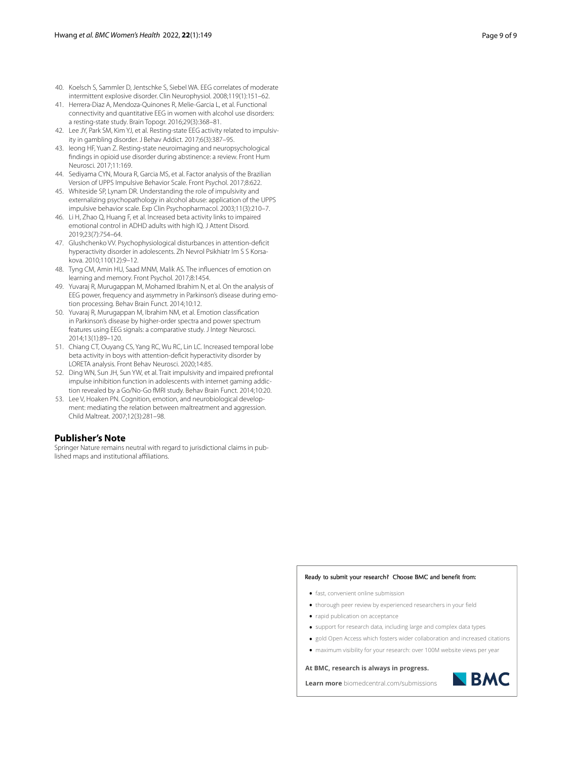40. Koelsch S, Sammler D, Jentschke S, Siebel WA. EEG correlates of moderate intermittent explosive disorder. Clin Neurophysiol. 2008;119(1):151–62.
41. Herrera-Diaz A, Mendoza-Quinones R, Melie-Garcia L, et al. Functional connectivity and quantitative EEG in women with alcohol use disorders: a resting-state study. Brain Topogr. 2016;29(3):368–81.
42. Lee JY, Park SM, Kim YJ, et al. Resting-state EEG activity related to impulsivity in gambling disorder. J Behav Addict. 2017;6(3):387–95.
43. Ieong HF, Yuan Z. Resting-state neuroimaging and neuropsychological findings in opioid use disorder during abstinence: a review. Front Hum Neurosci. 2017;11:169.
44. Sediyama CYN, Moura R, Garcia MS, et al. Factor analysis of the Brazilian Version of UPPS Impulsive Behavior Scale. Front Psychol. 2017;8:622.
45. Whiteside SP, Lynam DR. Understanding the role of impulsivity and externalizing psychopathology in alcohol abuse: application of the UPPS impulsive behavior scale. Exp Clin Psychopharmacol. 2003;11(3):210–7.
46. Li H, Zhao Q, Huang F, et al. Increased beta activity links to impaired emotional control in ADHD adults with high IQ. J Attent Disord. 2019;23(7):754–64.
47. Glushchenko VV. Psychophysiological disturbances in attention-deficit hyperactivity disorder in adolescents. Zh Nevrol Psikhiatr Im S S Korsakova. 2010;110(12):9–12.
48. Tyng CM, Amin HU, Saad MNM, Malik AS. The influences of emotion on learning and memory. Front Psychol. 2017;8:1454.
49. Yuvaraj R, Murugappan M, Mohamed Ibrahim N, et al. On the analysis of EEG power, frequency and asymmetry in Parkinson's disease during emotion processing. Behav Brain Funct. 2014;10:12.
50. Yuvaraj R, Murugappan M, Ibrahim NM, et al. Emotion classification in Parkinson's disease by higher-order spectra and power spectrum features using EEG signals: a comparative study. J Integr Neurosci. 2014;13(1):89–120.
51. Chiang CT, Ouyang CS, Yang RC, Wu RC, Lin LC. Increased temporal lobe beta activity in boys with attention-deficit hyperactivity disorder by LORETA analysis. Front Behav Neurosci. 2020;14:85.
52. Ding WN, Sun JH, Sun YW, et al. Trait impulsivity and impaired prefrontal impulse inhibition function in adolescents with internet gaming addiction revealed by a Go/No-Go fMRI study. Behav Brain Funct. 2014;10:20.
53. Lee V, Hoaken PN. Cognition, emotion, and neurobiological development: mediating the relation between maltreatment and aggression. Child Maltreat. 2007;12(3):281–98.

## Publisher's Note

Springer Nature remains neutral with regard to jurisdictional claims in published maps and institutional affiliations.

Ready to submit your research? Choose BMC and benefit from:

- fast, convenient online submission
- thorough peer review by experienced researchers in your field
- rapid publication on acceptance
- support for research data, including large and complex data types
- gold Open Access which fosters wider collaboration and increased citations
- maximum visibility for your research: over 100M website views per year

**At BMC, research is always in progress.**

**Learn more** biomedcentral.com/submissions

BMC